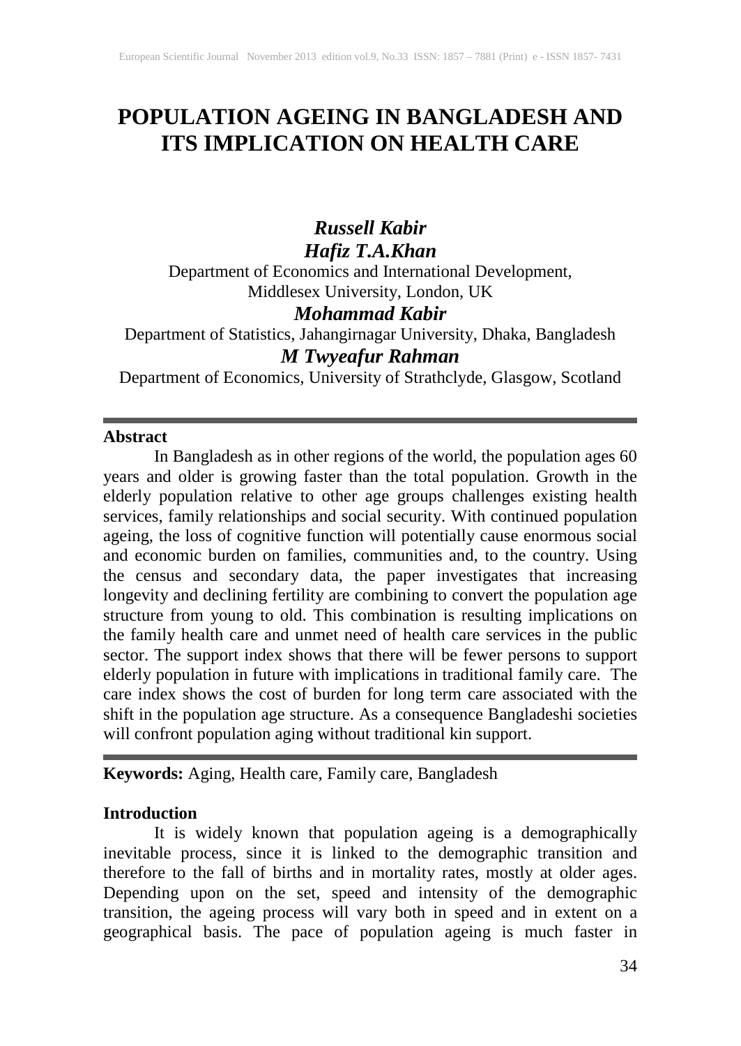# POPULATION AGEING IN BANGLADESH AND ITS IMPLICATION ON HEALTH CARE

***Russell Kabir***
***Hafiz T.A.Khan***
Department of Economics and International Development, Middlesex University, London, UK

***Mohammad Kabir***
Department of Statistics, Jahangirnagar University, Dhaka, Bangladesh

***M Twyeafur Rahman***
Department of Economics, University of Strathclyde, Glasgow, Scotland

---

**Abstract**

In Bangladesh as in other regions of the world, the population ages 60 years and older is growing faster than the total population. Growth in the elderly population relative to other age groups challenges existing health services, family relationships and social security. With continued population ageing, the loss of cognitive function will potentially cause enormous social and economic burden on families, communities and, to the country. Using the census and secondary data, the paper investigates that increasing longevity and declining fertility are combining to convert the population age structure from young to old. This combination is resulting implications on the family health care and unmet need of health care services in the public sector. The support index shows that there will be fewer persons to support elderly population in future with implications in traditional family care. The care index shows the cost of burden for long term care associated with the shift in the population age structure. As a consequence Bangladeshi societies will confront population aging without traditional kin support.

---

**Keywords:** Aging, Health care, Family care, Bangladesh

## Introduction

It is widely known that population ageing is a demographically inevitable process, since it is linked to the demographic transition and therefore to the fall of births and in mortality rates, mostly at older ages. Depending upon on the set, speed and intensity of the demographic transition, the ageing process will vary both in speed and in extent on a geographical basis. The pace of population ageing is much faster in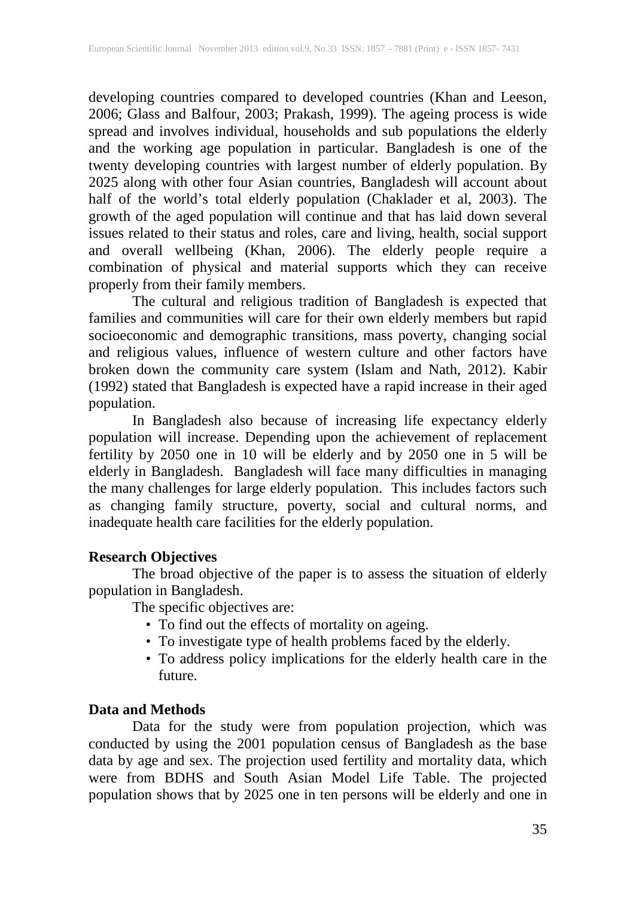developing countries compared to developed countries (Khan and Leeson, 2006; Glass and Balfour, 2003; Prakash, 1999). The ageing process is wide spread and involves individual, households and sub populations the elderly and the working age population in particular. Bangladesh is one of the twenty developing countries with largest number of elderly population. By 2025 along with other four Asian countries, Bangladesh will account about half of the world's total elderly population (Chaklader et al, 2003). The growth of the aged population will continue and that has laid down several issues related to their status and roles, care and living, health, social support and overall wellbeing (Khan, 2006). The elderly people require a combination of physical and material supports which they can receive properly from their family members.

The cultural and religious tradition of Bangladesh is expected that families and communities will care for their own elderly members but rapid socioeconomic and demographic transitions, mass poverty, changing social and religious values, influence of western culture and other factors have broken down the community care system (Islam and Nath, 2012). Kabir (1992) stated that Bangladesh is expected have a rapid increase in their aged population.

In Bangladesh also because of increasing life expectancy elderly population will increase. Depending upon the achievement of replacement fertility by 2050 one in 10 will be elderly and by 2050 one in 5 will be elderly in Bangladesh. Bangladesh will face many difficulties in managing the many challenges for large elderly population. This includes factors such as changing family structure, poverty, social and cultural norms, and inadequate health care facilities for the elderly population.

## Research Objectives

The broad objective of the paper is to assess the situation of elderly population in Bangladesh.

The specific objectives are:

- To find out the effects of mortality on ageing.
- To investigate type of health problems faced by the elderly.
- To address policy implications for the elderly health care in the future.

## Data and Methods

Data for the study were from population projection, which was conducted by using the 2001 population census of Bangladesh as the base data by age and sex. The projection used fertility and mortality data, which were from BDHS and South Asian Model Life Table. The projected population shows that by 2025 one in ten persons will be elderly and one in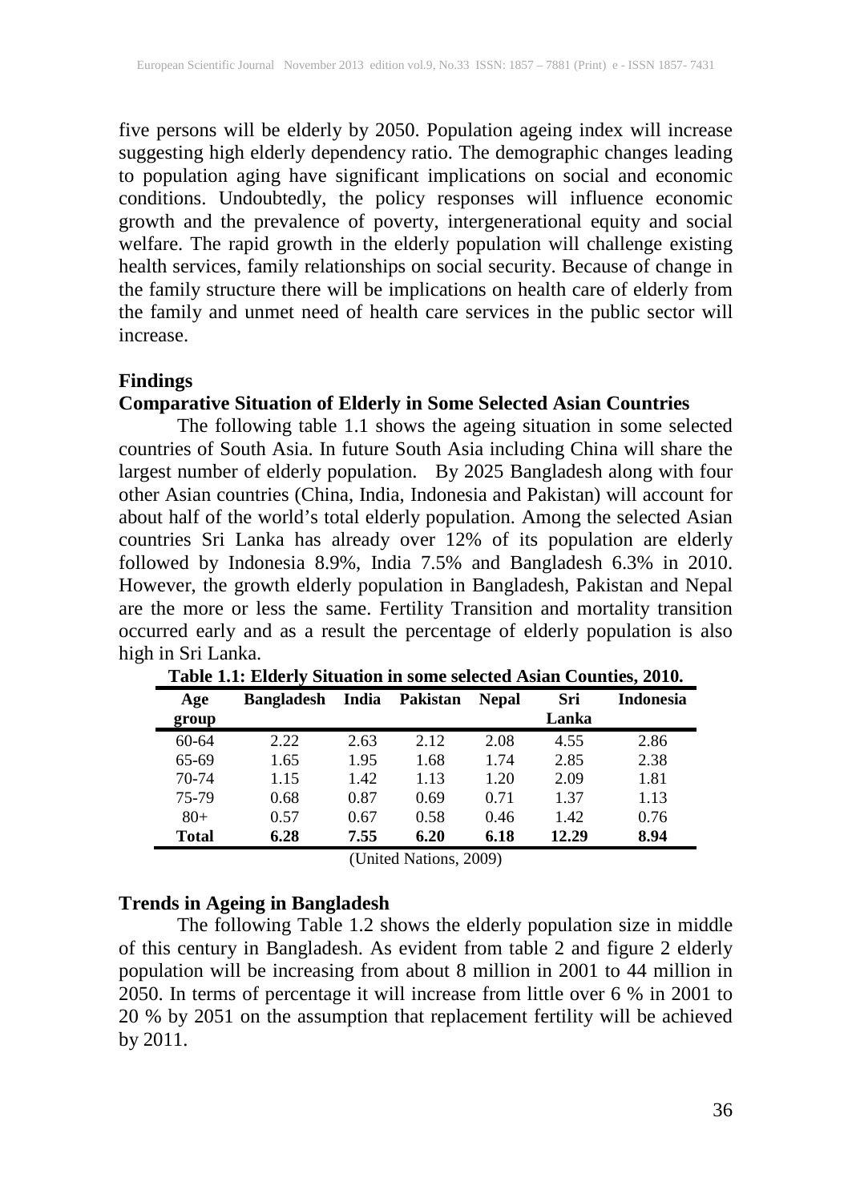five persons will be elderly by 2050. Population ageing index will increase suggesting high elderly dependency ratio. The demographic changes leading to population aging have significant implications on social and economic conditions. Undoubtedly, the policy responses will influence economic growth and the prevalence of poverty, intergenerational equity and social welfare. The rapid growth in the elderly population will challenge existing health services, family relationships on social security. Because of change in the family structure there will be implications on health care of elderly from the family and unmet need of health care services in the public sector will increase.

## Findings

### Comparative Situation of Elderly in Some Selected Asian Countries

The following table 1.1 shows the ageing situation in some selected countries of South Asia. In future South Asia including China will share the largest number of elderly population. By 2025 Bangladesh along with four other Asian countries (China, India, Indonesia and Pakistan) will account for about half of the world's total elderly population. Among the selected Asian countries Sri Lanka has already over 12% of its population are elderly followed by Indonesia 8.9%, India 7.5% and Bangladesh 6.3% in 2010. However, the growth elderly population in Bangladesh, Pakistan and Nepal are the more or less the same. Fertility Transition and mortality transition occurred early and as a result the percentage of elderly population is also high in Sri Lanka.

**Table 1.1: Elderly Situation in some selected Asian Counties, 2010.**

| Age group | Bangladesh | India | Pakistan | Nepal | Sri Lanka | Indonesia |
|---|---|---|---|---|---|---|
| 60-64 | 2.22 | 2.63 | 2.12 | 2.08 | 4.55 | 2.86 |
| 65-69 | 1.65 | 1.95 | 1.68 | 1.74 | 2.85 | 2.38 |
| 70-74 | 1.15 | 1.42 | 1.13 | 1.20 | 2.09 | 1.81 |
| 75-79 | 0.68 | 0.87 | 0.69 | 0.71 | 1.37 | 1.13 |
| 80+ | 0.57 | 0.67 | 0.58 | 0.46 | 1.42 | 0.76 |
| **Total** | **6.28** | **7.55** | **6.20** | **6.18** | **12.29** | **8.94** |

(United Nations, 2009)

### Trends in Ageing in Bangladesh

The following Table 1.2 shows the elderly population size in middle of this century in Bangladesh. As evident from table 2 and figure 2 elderly population will be increasing from about 8 million in 2001 to 44 million in 2050. In terms of percentage it will increase from little over 6 % in 2001 to 20 % by 2051 on the assumption that replacement fertility will be achieved by 2011.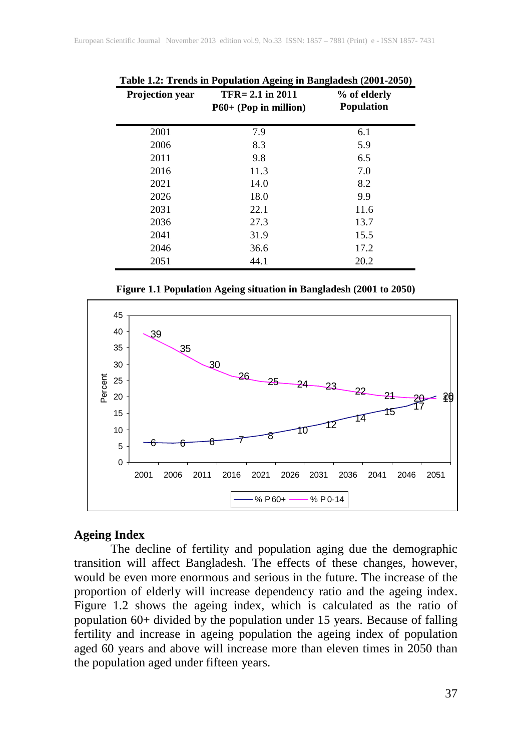**Table 1.2: Trends in Population Ageing in Bangladesh (2001-2050)**

| Projection year | TFR= 2.1 in 2011 P60+ (Pop in million) | % of elderly Population |
|---|---|---|
| 2001 | 7.9 | 6.1 |
| 2006 | 8.3 | 5.9 |
| 2011 | 9.8 | 6.5 |
| 2016 | 11.3 | 7.0 |
| 2021 | 14.0 | 8.2 |
| 2026 | 18.0 | 9.9 |
| 2031 | 22.1 | 11.6 |
| 2036 | 27.3 | 13.7 |
| 2041 | 31.9 | 15.5 |
| 2046 | 36.6 | 17.2 |
| 2051 | 44.1 | 20.2 |

**Figure 1.1 Population Ageing situation in Bangladesh (2001 to 2050)**

## Ageing Index

The decline of fertility and population aging due the demographic transition will affect Bangladesh. The effects of these changes, however, would be even more enormous and serious in the future. The increase of the proportion of elderly will increase dependency ratio and the ageing index. Figure 1.2 shows the ageing index, which is calculated as the ratio of population 60+ divided by the population under 15 years. Because of falling fertility and increase in ageing population the ageing index of population aged 60 years and above will increase more than eleven times in 2050 than the population aged under fifteen years.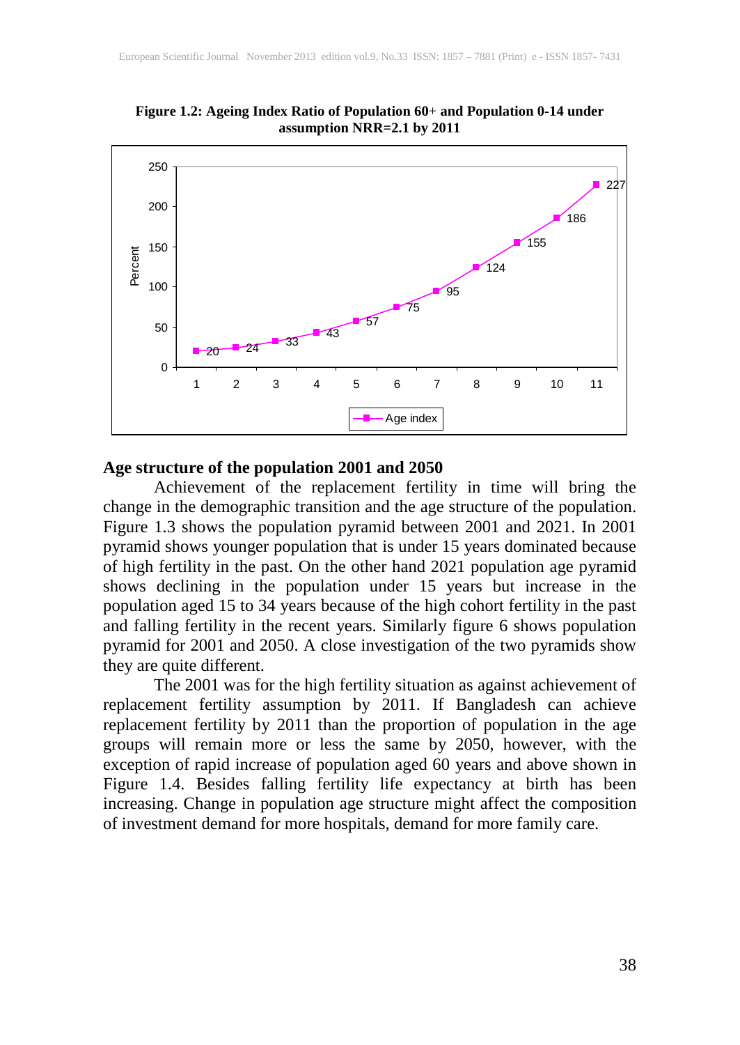**Figure 1.2: Ageing Index Ratio of Population 60+ and Population 0-14 under assumption NRR=2.1 by 2011**

## Age structure of the population 2001 and 2050

Achievement of the replacement fertility in time will bring the change in the demographic transition and the age structure of the population. Figure 1.3 shows the population pyramid between 2001 and 2021. In 2001 pyramid shows younger population that is under 15 years dominated because of high fertility in the past. On the other hand 2021 population age pyramid shows declining in the population under 15 years but increase in the population aged 15 to 34 years because of the high cohort fertility in the past and falling fertility in the recent years. Similarly figure 6 shows population pyramid for 2001 and 2050. A close investigation of the two pyramids show they are quite different.

The 2001 was for the high fertility situation as against achievement of replacement fertility assumption by 2011. If Bangladesh can achieve replacement fertility by 2011 than the proportion of population in the age groups will remain more or less the same by 2050, however, with the exception of rapid increase of population aged 60 years and above shown in Figure 1.4. Besides falling fertility life expectancy at birth has been increasing. Change in population age structure might affect the composition of investment demand for more hospitals, demand for more family care.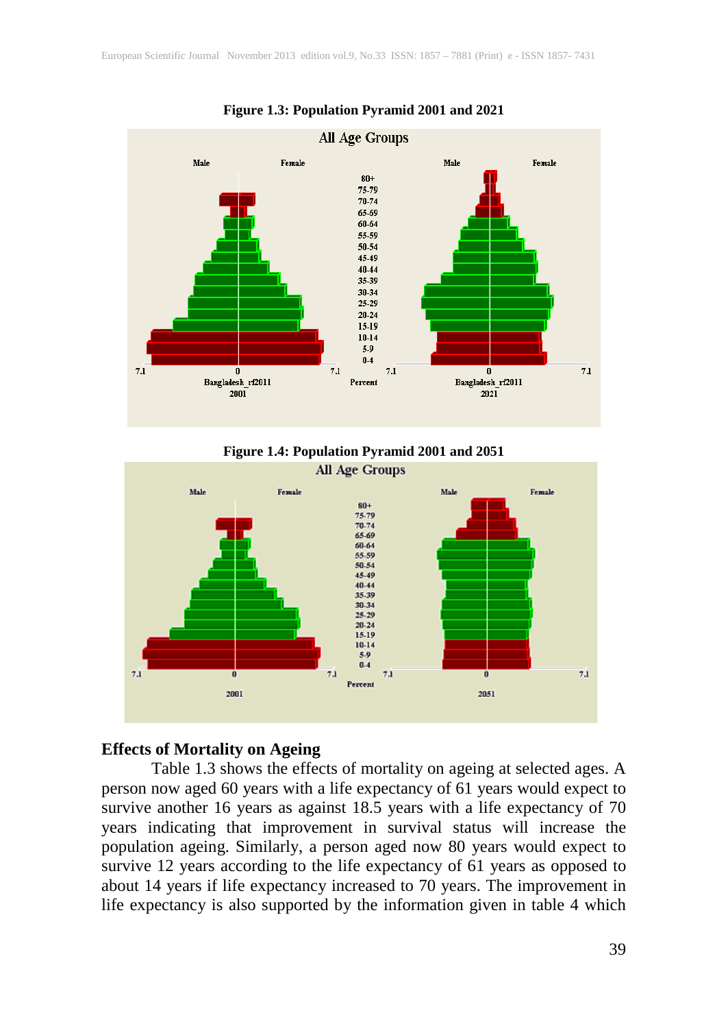**Figure 1.3: Population Pyramid 2001 and 2021**

**Figure 1.4: Population Pyramid 2001 and 2051**

## Effects of Mortality on Ageing

Table 1.3 shows the effects of mortality on ageing at selected ages. A person now aged 60 years with a life expectancy of 61 years would expect to survive another 16 years as against 18.5 years with a life expectancy of 70 years indicating that improvement in survival status will increase the population ageing. Similarly, a person aged now 80 years would expect to survive 12 years according to the life expectancy of 61 years as opposed to about 14 years if life expectancy increased to 70 years. The improvement in life expectancy is also supported by the information given in table 4 which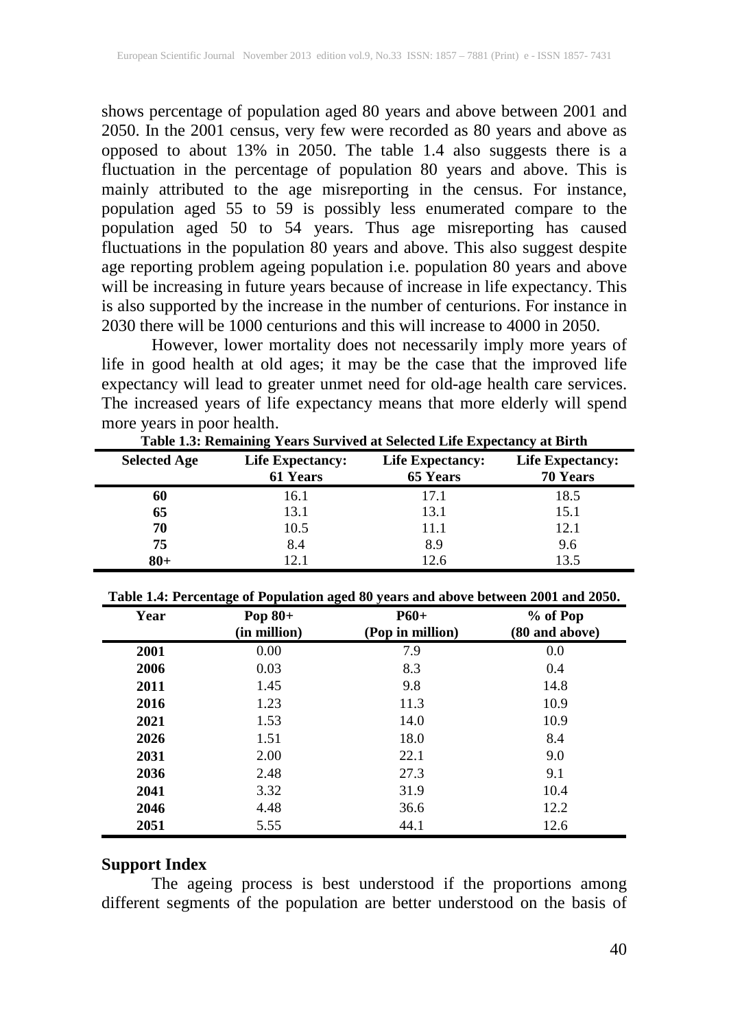shows percentage of population aged 80 years and above between 2001 and 2050. In the 2001 census, very few were recorded as 80 years and above as opposed to about 13% in 2050. The table 1.4 also suggests there is a fluctuation in the percentage of population 80 years and above. This is mainly attributed to the age misreporting in the census. For instance, population aged 55 to 59 is possibly less enumerated compare to the population aged 50 to 54 years. Thus age misreporting has caused fluctuations in the population 80 years and above. This also suggest despite age reporting problem ageing population i.e. population 80 years and above will be increasing in future years because of increase in life expectancy. This is also supported by the increase in the number of centurions. For instance in 2030 there will be 1000 centurions and this will increase to 4000 in 2050.

However, lower mortality does not necessarily imply more years of life in good health at old ages; it may be the case that the improved life expectancy will lead to greater unmet need for old-age health care services. The increased years of life expectancy means that more elderly will spend more years in poor health.

**Table 1.3: Remaining Years Survived at Selected Life Expectancy at Birth**

| Selected Age | Life Expectancy: 61 Years | Life Expectancy: 65 Years | Life Expectancy: 70 Years |
|---|---|---|---|
| **60** | 16.1 | 17.1 | 18.5 |
| **65** | 13.1 | 13.1 | 15.1 |
| **70** | 10.5 | 11.1 | 12.1 |
| **75** | 8.4 | 8.9 | 9.6 |
| **80+** | 12.1 | 12.6 | 13.5 |

**Table 1.4: Percentage of Population aged 80 years and above between 2001 and 2050.**

| Year | Pop 80+ (in million) | P60+ (Pop in million) | % of Pop (80 and above) |
|---|---|---|---|
| **2001** | 0.00 | 7.9 | 0.0 |
| **2006** | 0.03 | 8.3 | 0.4 |
| **2011** | 1.45 | 9.8 | 14.8 |
| **2016** | 1.23 | 11.3 | 10.9 |
| **2021** | 1.53 | 14.0 | 10.9 |
| **2026** | 1.51 | 18.0 | 8.4 |
| **2031** | 2.00 | 22.1 | 9.0 |
| **2036** | 2.48 | 27.3 | 9.1 |
| **2041** | 3.32 | 31.9 | 10.4 |
| **2046** | 4.48 | 36.6 | 12.2 |
| **2051** | 5.55 | 44.1 | 12.6 |

## Support Index

The ageing process is best understood if the proportions among different segments of the population are better understood on the basis of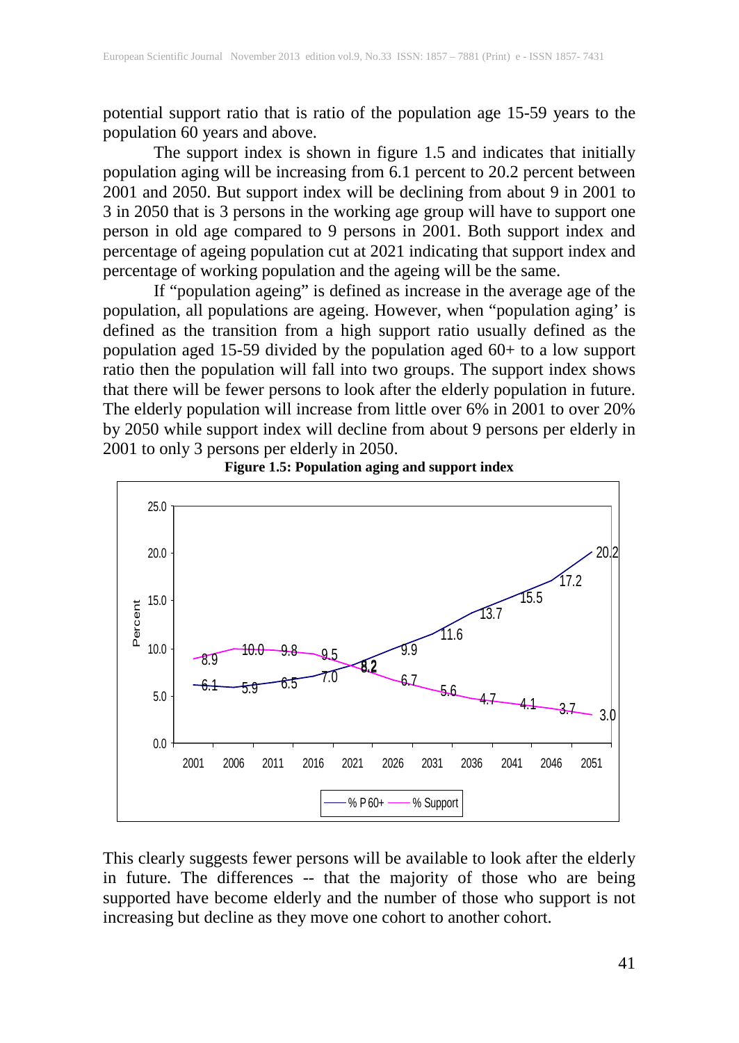potential support ratio that is ratio of the population age 15-59 years to the population 60 years and above.

The support index is shown in figure 1.5 and indicates that initially population aging will be increasing from 6.1 percent to 20.2 percent between 2001 and 2050. But support index will be declining from about 9 in 2001 to 3 in 2050 that is 3 persons in the working age group will have to support one person in old age compared to 9 persons in 2001. Both support index and percentage of ageing population cut at 2021 indicating that support index and percentage of working population and the ageing will be the same.

If "population ageing" is defined as increase in the average age of the population, all populations are ageing. However, when "population aging' is defined as the transition from a high support ratio usually defined as the population aged 15-59 divided by the population aged 60+ to a low support ratio then the population will fall into two groups. The support index shows that there will be fewer persons to look after the elderly population in future. The elderly population will increase from little over 6% in 2001 to over 20% by 2050 while support index will decline from about 9 persons per elderly in 2001 to only 3 persons per elderly in 2050.

**Figure 1.5: Population aging and support index**

This clearly suggests fewer persons will be available to look after the elderly in future. The differences -- that the majority of those who are being supported have become elderly and the number of those who support is not increasing but decline as they move one cohort to another cohort.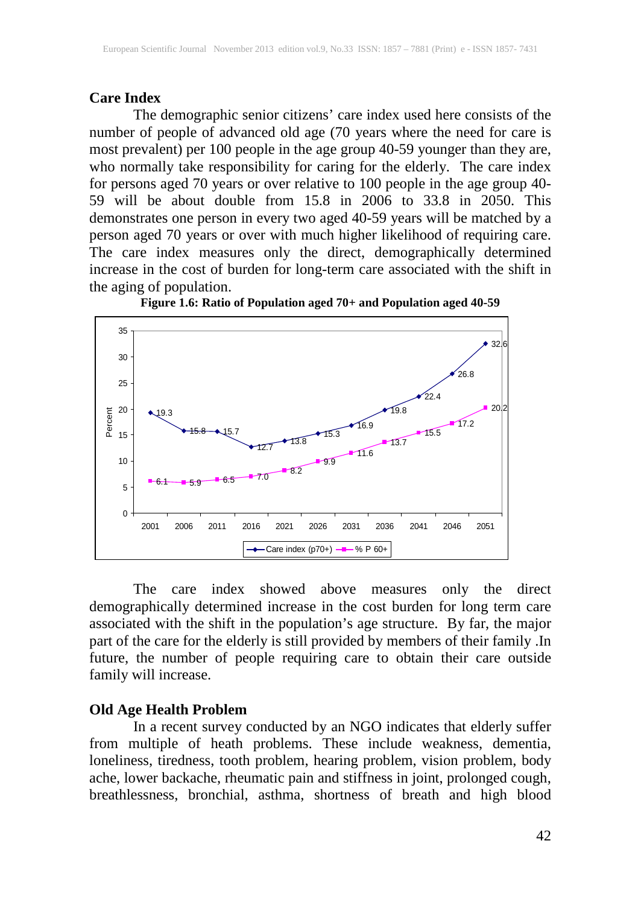## Care Index

The demographic senior citizens' care index used here consists of the number of people of advanced old age (70 years where the need for care is most prevalent) per 100 people in the age group 40-59 younger than they are, who normally take responsibility for caring for the elderly. The care index for persons aged 70 years or over relative to 100 people in the age group 40-59 will be about double from 15.8 in 2006 to 33.8 in 2050. This demonstrates one person in every two aged 40-59 years will be matched by a person aged 70 years or over with much higher likelihood of requiring care. The care index measures only the direct, demographically determined increase in the cost of burden for long-term care associated with the shift in the aging of population.

**Figure 1.6: Ratio of Population aged 70+ and Population aged 40-59**

| Year | Care index (p70+) | % P 60+ |
|---|---|---|
| 2001 | 19.3 | 6.1 |
| 2006 | 15.8 | 5.9 |
| 2011 | 15.7 | 6.5 |
| 2016 | 12.7 | 7.0 |
| 2021 | 13.8 | 8.2 |
| 2026 | 15.3 | 9.9 |
| 2031 | 16.9 | 11.6 |
| 2036 | 19.8 | 13.7 |
| 2041 | 22.4 | 15.5 |
| 2046 | 26.8 | 17.2 |
| 2051 | 32.6 | 20.2 |

The care index showed above measures only the direct demographically determined increase in the cost burden for long term care associated with the shift in the population's age structure. By far, the major part of the care for the elderly is still provided by members of their family .In future, the number of people requiring care to obtain their care outside family will increase.

## Old Age Health Problem

In a recent survey conducted by an NGO indicates that elderly suffer from multiple of heath problems. These include weakness, dementia, loneliness, tiredness, tooth problem, hearing problem, vision problem, body ache, lower backache, rheumatic pain and stiffness in joint, prolonged cough, breathlessness, bronchial, asthma, shortness of breath and high blood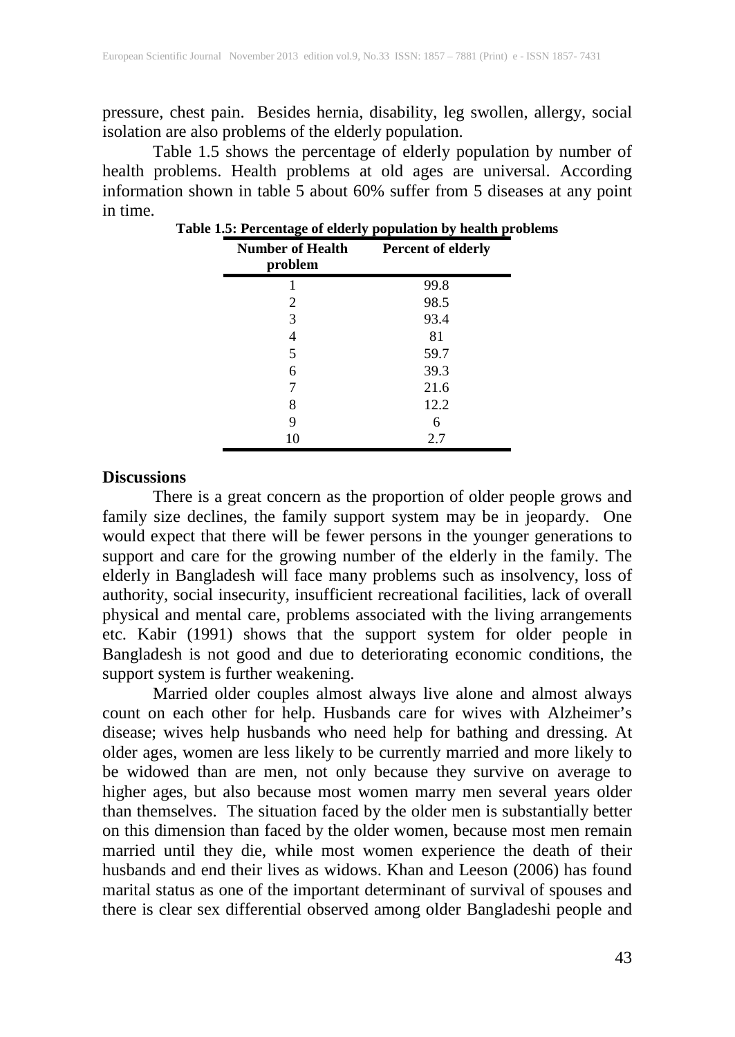pressure, chest pain. Besides hernia, disability, leg swollen, allergy, social isolation are also problems of the elderly population.

Table 1.5 shows the percentage of elderly population by number of health problems. Health problems at old ages are universal. According information shown in table 5 about 60% suffer from 5 diseases at any point in time.

**Table 1.5: Percentage of elderly population by health problems**

| Number of Health problem | Percent of elderly |
|---|---|
| 1 | 99.8 |
| 2 | 98.5 |
| 3 | 93.4 |
| 4 | 81 |
| 5 | 59.7 |
| 6 | 39.3 |
| 7 | 21.6 |
| 8 | 12.2 |
| 9 | 6 |
| 10 | 2.7 |

## Discussions

There is a great concern as the proportion of older people grows and family size declines, the family support system may be in jeopardy. One would expect that there will be fewer persons in the younger generations to support and care for the growing number of the elderly in the family. The elderly in Bangladesh will face many problems such as insolvency, loss of authority, social insecurity, insufficient recreational facilities, lack of overall physical and mental care, problems associated with the living arrangements etc. Kabir (1991) shows that the support system for older people in Bangladesh is not good and due to deteriorating economic conditions, the support system is further weakening.

Married older couples almost always live alone and almost always count on each other for help. Husbands care for wives with Alzheimer's disease; wives help husbands who need help for bathing and dressing. At older ages, women are less likely to be currently married and more likely to be widowed than are men, not only because they survive on average to higher ages, but also because most women marry men several years older than themselves. The situation faced by the older men is substantially better on this dimension than faced by the older women, because most men remain married until they die, while most women experience the death of their husbands and end their lives as widows. Khan and Leeson (2006) has found marital status as one of the important determinant of survival of spouses and there is clear sex differential observed among older Bangladeshi people and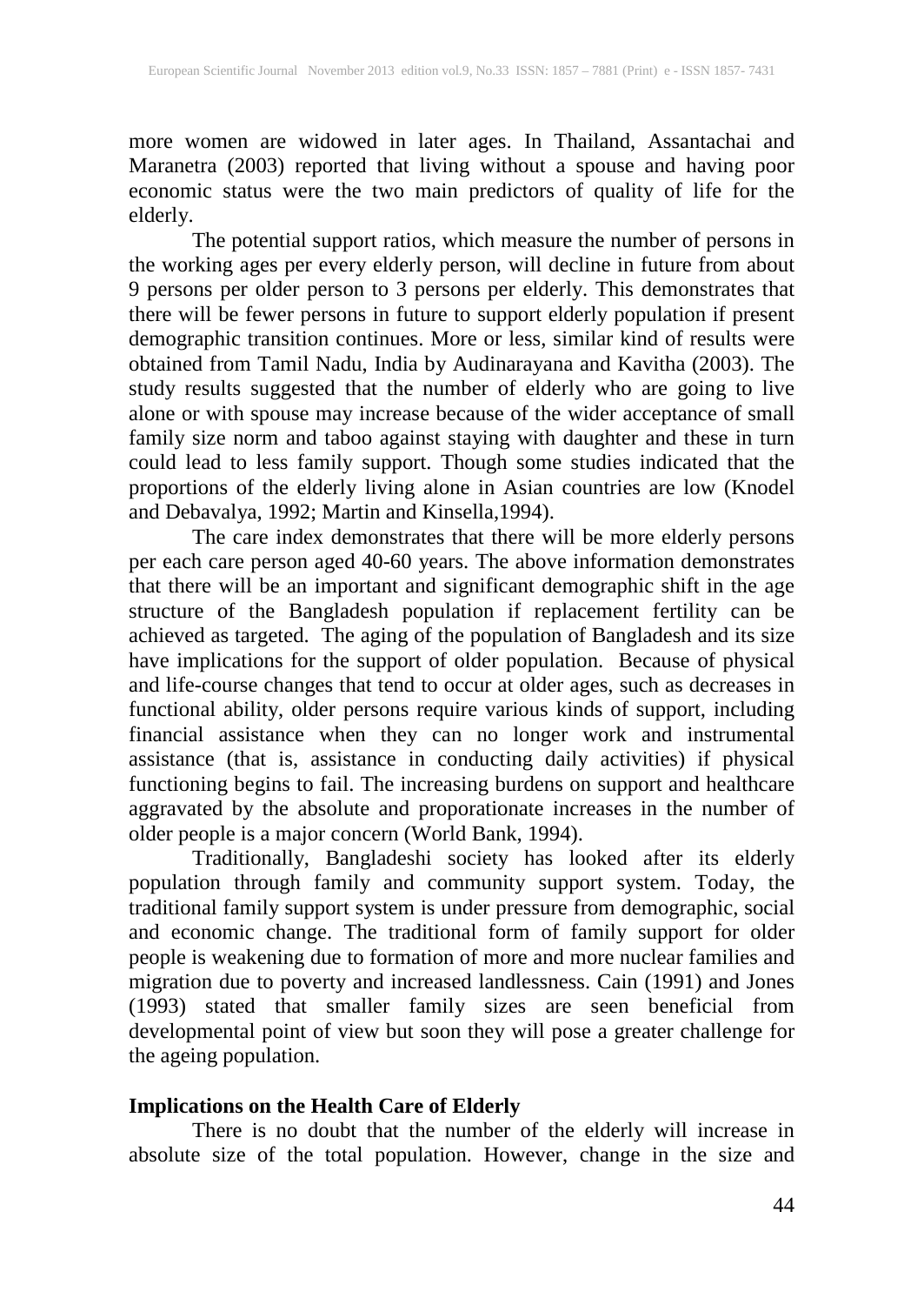more women are widowed in later ages. In Thailand, Assantachai and Maranetra (2003) reported that living without a spouse and having poor economic status were the two main predictors of quality of life for the elderly.

The potential support ratios, which measure the number of persons in the working ages per every elderly person, will decline in future from about 9 persons per older person to 3 persons per elderly. This demonstrates that there will be fewer persons in future to support elderly population if present demographic transition continues. More or less, similar kind of results were obtained from Tamil Nadu, India by Audinarayana and Kavitha (2003). The study results suggested that the number of elderly who are going to live alone or with spouse may increase because of the wider acceptance of small family size norm and taboo against staying with daughter and these in turn could lead to less family support. Though some studies indicated that the proportions of the elderly living alone in Asian countries are low (Knodel and Debavalya, 1992; Martin and Kinsella,1994).

The care index demonstrates that there will be more elderly persons per each care person aged 40-60 years. The above information demonstrates that there will be an important and significant demographic shift in the age structure of the Bangladesh population if replacement fertility can be achieved as targeted. The aging of the population of Bangladesh and its size have implications for the support of older population. Because of physical and life-course changes that tend to occur at older ages, such as decreases in functional ability, older persons require various kinds of support, including financial assistance when they can no longer work and instrumental assistance (that is, assistance in conducting daily activities) if physical functioning begins to fail. The increasing burdens on support and healthcare aggravated by the absolute and proporationate increases in the number of older people is a major concern (World Bank, 1994).

Traditionally, Bangladeshi society has looked after its elderly population through family and community support system. Today, the traditional family support system is under pressure from demographic, social and economic change. The traditional form of family support for older people is weakening due to formation of more and more nuclear families and migration due to poverty and increased landlessness. Cain (1991) and Jones (1993) stated that smaller family sizes are seen beneficial from developmental point of view but soon they will pose a greater challenge for the ageing population.

## Implications on the Health Care of Elderly

There is no doubt that the number of the elderly will increase in absolute size of the total population. However, change in the size and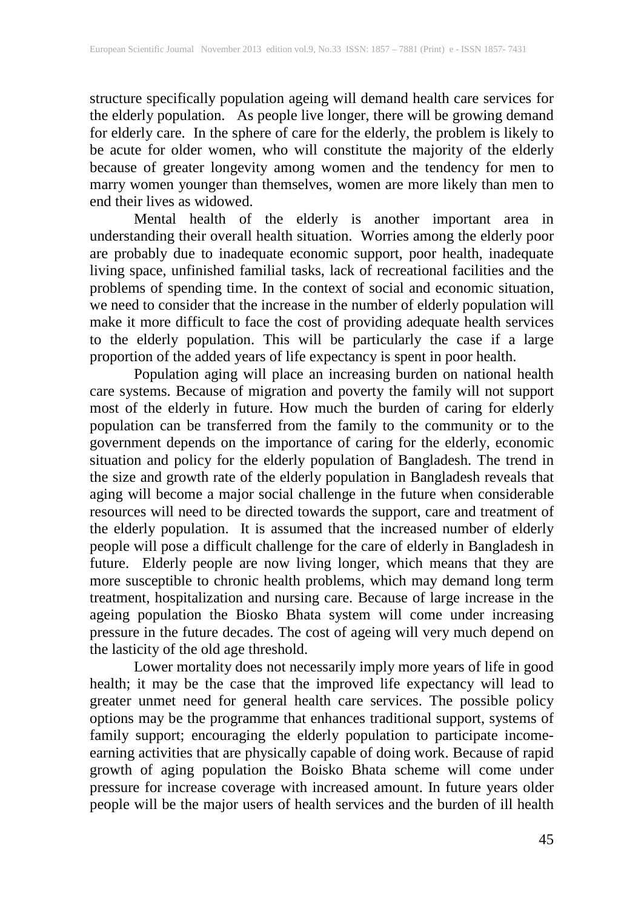structure specifically population ageing will demand health care services for the elderly population. As people live longer, there will be growing demand for elderly care. In the sphere of care for the elderly, the problem is likely to be acute for older women, who will constitute the majority of the elderly because of greater longevity among women and the tendency for men to marry women younger than themselves, women are more likely than men to end their lives as widowed.

Mental health of the elderly is another important area in understanding their overall health situation. Worries among the elderly poor are probably due to inadequate economic support, poor health, inadequate living space, unfinished familial tasks, lack of recreational facilities and the problems of spending time. In the context of social and economic situation, we need to consider that the increase in the number of elderly population will make it more difficult to face the cost of providing adequate health services to the elderly population. This will be particularly the case if a large proportion of the added years of life expectancy is spent in poor health.

Population aging will place an increasing burden on national health care systems. Because of migration and poverty the family will not support most of the elderly in future. How much the burden of caring for elderly population can be transferred from the family to the community or to the government depends on the importance of caring for the elderly, economic situation and policy for the elderly population of Bangladesh. The trend in the size and growth rate of the elderly population in Bangladesh reveals that aging will become a major social challenge in the future when considerable resources will need to be directed towards the support, care and treatment of the elderly population. It is assumed that the increased number of elderly people will pose a difficult challenge for the care of elderly in Bangladesh in future. Elderly people are now living longer, which means that they are more susceptible to chronic health problems, which may demand long term treatment, hospitalization and nursing care. Because of large increase in the ageing population the Biosko Bhata system will come under increasing pressure in the future decades. The cost of ageing will very much depend on the lasticity of the old age threshold.

Lower mortality does not necessarily imply more years of life in good health; it may be the case that the improved life expectancy will lead to greater unmet need for general health care services. The possible policy options may be the programme that enhances traditional support, systems of family support; encouraging the elderly population to participate income-earning activities that are physically capable of doing work. Because of rapid growth of aging population the Boisko Bhata scheme will come under pressure for increase coverage with increased amount. In future years older people will be the major users of health services and the burden of ill health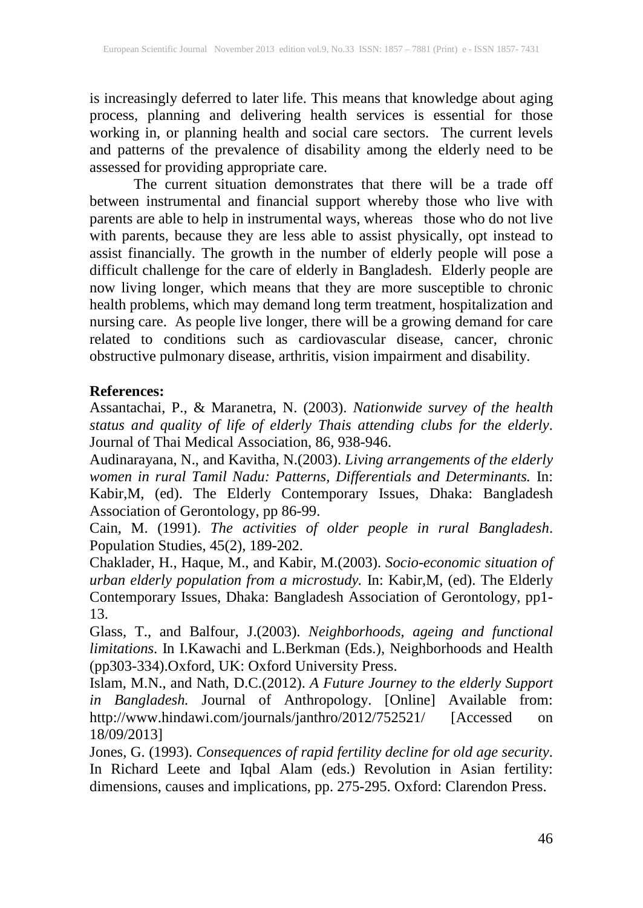is increasingly deferred to later life. This means that knowledge about aging process, planning and delivering health services is essential for those working in, or planning health and social care sectors. The current levels and patterns of the prevalence of disability among the elderly need to be assessed for providing appropriate care.

The current situation demonstrates that there will be a trade off between instrumental and financial support whereby those who live with parents are able to help in instrumental ways, whereas those who do not live with parents, because they are less able to assist physically, opt instead to assist financially. The growth in the number of elderly people will pose a difficult challenge for the care of elderly in Bangladesh. Elderly people are now living longer, which means that they are more susceptible to chronic health problems, which may demand long term treatment, hospitalization and nursing care. As people live longer, there will be a growing demand for care related to conditions such as cardiovascular disease, cancer, chronic obstructive pulmonary disease, arthritis, vision impairment and disability.

**References:**

Assantachai, P., & Maranetra, N. (2003). *Nationwide survey of the health status and quality of life of elderly Thais attending clubs for the elderly*. Journal of Thai Medical Association, 86, 938-946.

Audinarayana, N., and Kavitha, N.(2003). *Living arrangements of the elderly women in rural Tamil Nadu: Patterns, Differentials and Determinants.* In: Kabir,M, (ed). The Elderly Contemporary Issues, Dhaka: Bangladesh Association of Gerontology, pp 86-99.

Cain, M. (1991). *The activities of older people in rural Bangladesh*. Population Studies, 45(2), 189-202.

Chaklader, H., Haque, M., and Kabir, M.(2003). *Socio-economic situation of urban elderly population from a microstudy.* In: Kabir,M, (ed). The Elderly Contemporary Issues, Dhaka: Bangladesh Association of Gerontology, pp1-13.

Glass, T., and Balfour, J.(2003). *Neighborhoods, ageing and functional limitations*. In I.Kawachi and L.Berkman (Eds.), Neighborhoods and Health (pp303-334).Oxford, UK: Oxford University Press.

Islam, M.N., and Nath, D.C.(2012). *A Future Journey to the elderly Support in Bangladesh.* Journal of Anthropology. [Online] Available from: http://www.hindawi.com/journals/janthro/2012/752521/ [Accessed on 18/09/2013]

Jones, G. (1993). *Consequences of rapid fertility decline for old age security*. In Richard Leete and Iqbal Alam (eds.) Revolution in Asian fertility: dimensions, causes and implications, pp. 275-295. Oxford: Clarendon Press.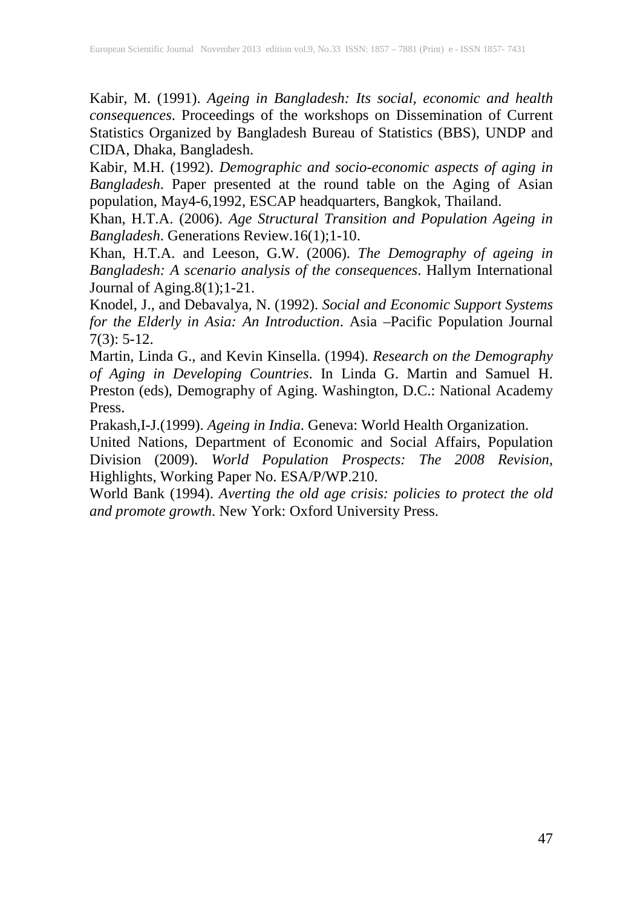Kabir, M. (1991). *Ageing in Bangladesh: Its social, economic and health consequences*. Proceedings of the workshops on Dissemination of Current Statistics Organized by Bangladesh Bureau of Statistics (BBS), UNDP and CIDA, Dhaka, Bangladesh.

Kabir, M.H. (1992). *Demographic and socio-economic aspects of aging in Bangladesh*. Paper presented at the round table on the Aging of Asian population, May4-6,1992, ESCAP headquarters, Bangkok, Thailand.

Khan, H.T.A. (2006). *Age Structural Transition and Population Ageing in Bangladesh*. Generations Review.16(1);1-10.

Khan, H.T.A. and Leeson, G.W. (2006). *The Demography of ageing in Bangladesh: A scenario analysis of the consequences*. Hallym International Journal of Aging.8(1);1-21.

Knodel, J., and Debavalya, N. (1992). *Social and Economic Support Systems for the Elderly in Asia: An Introduction*. Asia –Pacific Population Journal 7(3): 5-12.

Martin, Linda G., and Kevin Kinsella. (1994). *Research on the Demography of Aging in Developing Countries*. In Linda G. Martin and Samuel H. Preston (eds), Demography of Aging. Washington, D.C.: National Academy Press.

Prakash,I-J.(1999). *Ageing in India*. Geneva: World Health Organization.

United Nations, Department of Economic and Social Affairs, Population Division (2009). *World Population Prospects: The 2008 Revision*, Highlights, Working Paper No. ESA/P/WP.210.

World Bank (1994). *Averting the old age crisis: policies to protect the old and promote growth*. New York: Oxford University Press.